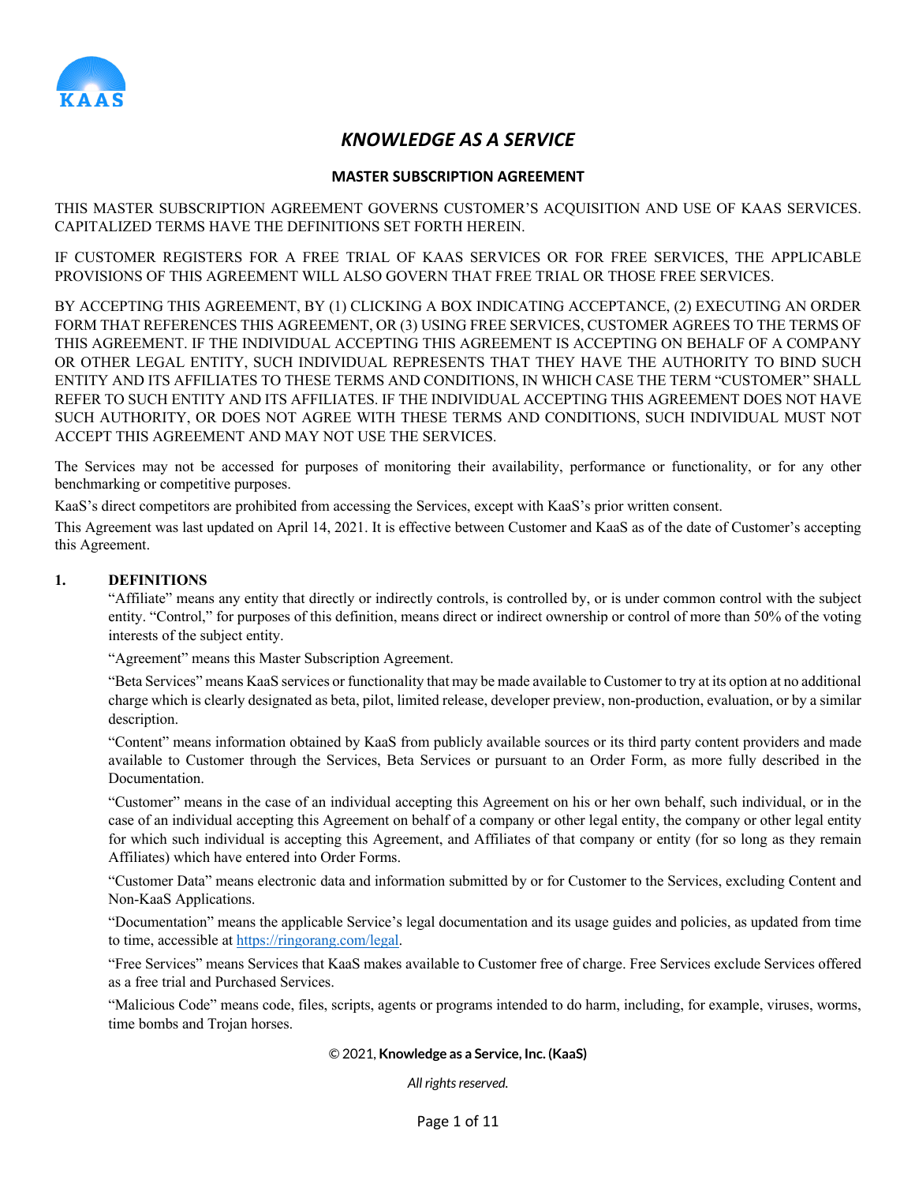# *KNOWLEDGE AS A SERVICE*

## MASTER SUBSCRIPTION AGREEMENT

THIS MASTER SUBSCRIPTION AGREEMENT GOVERNS CUSTOMER'S ACQUISITION AND USE OF KAAS SERVICES. CAPITALIZED TERMS HAVE THE DEFINITIONS SET FORTH HEREIN.

IF CUSTOMER REGISTERS FOR A FREE TRIAL OF KAAS SERVICES OR FOR FREE SERVICES, THE APPLICABLE PROVISIONS OF THIS AGREEMENT WILL ALSO GOVERN THAT FREE TRIAL OR THOSE FREE SERVICES.

BY ACCEPTING THIS AGREEMENT, BY (1) CLICKING A BOX INDICATING ACCEPTANCE, (2) EXECUTING AN ORDER FORM THAT REFERENCES THIS AGREEMENT, OR (3) USING FREE SERVICES, CUSTOMER AGREES TO THE TERMS OF THIS AGREEMENT. IF THE INDIVIDUAL ACCEPTING THIS AGREEMENT IS ACCEPTING ON BEHALF OF A COMPANY OR OTHER LEGAL ENTITY, SUCH INDIVIDUAL REPRESENTS THAT THEY HAVE THE AUTHORITY TO BIND SUCH ENTITY AND ITS AFFILIATES TO THESE TERMS AND CONDITIONS, IN WHICH CASE THE TERM "CUSTOMER" SHALL REFER TO SUCH ENTITY AND ITS AFFILIATES. IF THE INDIVIDUAL ACCEPTING THIS AGREEMENT DOES NOT HAVE SUCH AUTHORITY, OR DOES NOT AGREE WITH THESE TERMS AND CONDITIONS, SUCH INDIVIDUAL MUST NOT ACCEPT THIS AGREEMENT AND MAY NOT USE THE SERVICES.

The Services may not be accessed for purposes of monitoring their availability, performance or functionality, or for any other benchmarking or competitive purposes.

KaaS's direct competitors are prohibited from accessing the Services, except with KaaS's prior written consent.

This Agreement was last updated on April 14, 2021. It is effective between Customer and KaaS as of the date of Customer's accepting this Agreement.

## 1. DEFINITIONS

"Affiliate" means any entity that directly or indirectly controls, is controlled by, or is under common control with the subject entity. "Control," for purposes of this definition, means direct or indirect ownership or control of more than 50% of the voting interests of the subject entity.

"Agreement" means this Master Subscription Agreement.

"Beta Services" means KaaS services or functionality that may be made available to Customer to try at its option at no additional charge which is clearly designated as beta, pilot, limited release, developer preview, non-production, evaluation, or by a similar description.

"Content" means information obtained by KaaS from publicly available sources or its third party content providers and made available to Customer through the Services, Beta Services or pursuant to an Order Form, as more fully described in the Documentation.

"Customer" means in the case of an individual accepting this Agreement on his or her own behalf, such individual, or in the case of an individual accepting this Agreement on behalf of a company or other legal entity, the company or other legal entity for which such individual is accepting this Agreement, and Affiliates of that company or entity (for so long as they remain Affiliates) which have entered into Order Forms.

"Customer Data" means electronic data and information submitted by or for Customer to the Services, excluding Content and Non-KaaS Applications.

"Documentation" means the applicable Service's legal documentation and its usage guides and policies, as updated from time to time, accessible at https://ringorang.com/legal.

"Free Services" means Services that KaaS makes available to Customer free of charge. Free Services exclude Services offered as a free trial and Purchased Services.

"Malicious Code" means code, files, scripts, agents or programs intended to do harm, including, for example, viruses, worms, time bombs and Trojan horses.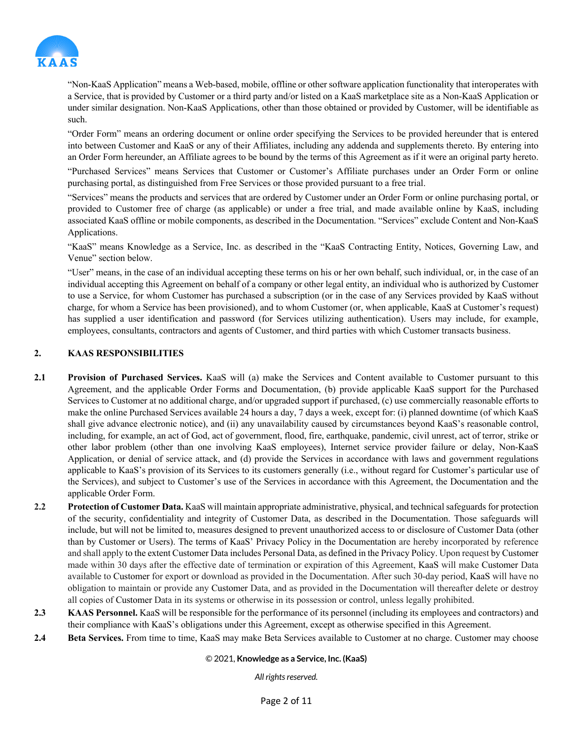"Non-KaaS Application" means a Web-based, mobile, offline or other software application functionality that interoperates with a Service, that is provided by Customer or a third party and/or listed on a KaaS marketplace site as a Non-KaaS Application or under similar designation. Non-KaaS Applications, other than those obtained or provided by Customer, will be identifiable as such.

"Order Form" means an ordering document or online order specifying the Services to be provided hereunder that is entered into between Customer and KaaS or any of their Affiliates, including any addenda and supplements thereto. By entering into an Order Form hereunder, an Affiliate agrees to be bound by the terms of this Agreement as if it were an original party hereto.

"Purchased Services" means Services that Customer or Customer's Affiliate purchases under an Order Form or online purchasing portal, as distinguished from Free Services or those provided pursuant to a free trial.

"Services" means the products and services that are ordered by Customer under an Order Form or online purchasing portal, or provided to Customer free of charge (as applicable) or under a free trial, and made available online by KaaS, including associated KaaS offline or mobile components, as described in the Documentation. "Services" exclude Content and Non-KaaS Applications.

"KaaS" means Knowledge as a Service, Inc. as described in the "KaaS Contracting Entity, Notices, Governing Law, and Venue" section below.

"User" means, in the case of an individual accepting these terms on his or her own behalf, such individual, or, in the case of an individual accepting this Agreement on behalf of a company or other legal entity, an individual who is authorized by Customer to use a Service, for whom Customer has purchased a subscription (or in the case of any Services provided by KaaS without charge, for whom a Service has been provisioned), and to whom Customer (or, when applicable, KaaS at Customer's request) has supplied a user identification and password (for Services utilizing authentication). Users may include, for example, employees, consultants, contractors and agents of Customer, and third parties with which Customer transacts business.

## 2. KAAS RESPONSIBILITIES

**2.1 Provision of Purchased Services.** KaaS will (a) make the Services and Content available to Customer pursuant to this Agreement, and the applicable Order Forms and Documentation, (b) provide applicable KaaS support for the Purchased Services to Customer at no additional charge, and/or upgraded support if purchased, (c) use commercially reasonable efforts to make the online Purchased Services available 24 hours a day, 7 days a week, except for: (i) planned downtime (of which KaaS shall give advance electronic notice), and (ii) any unavailability caused by circumstances beyond KaaS's reasonable control, including, for example, an act of God, act of government, flood, fire, earthquake, pandemic, civil unrest, act of terror, strike or other labor problem (other than one involving KaaS employees), Internet service provider failure or delay, Non-KaaS Application, or denial of service attack, and (d) provide the Services in accordance with laws and government regulations applicable to KaaS's provision of its Services to its customers generally (i.e., without regard for Customer's particular use of the Services), and subject to Customer's use of the Services in accordance with this Agreement, the Documentation and the applicable Order Form.

**2.2 Protection of Customer Data.** KaaS will maintain appropriate administrative, physical, and technical safeguards for protection of the security, confidentiality and integrity of Customer Data, as described in the Documentation. Those safeguards will include, but will not be limited to, measures designed to prevent unauthorized access to or disclosure of Customer Data (other than by Customer or Users). The terms of KaaS' Privacy Policy in the Documentation are hereby incorporated by reference and shall apply to the extent Customer Data includes Personal Data, as defined in the Privacy Policy. Upon request by Customer made within 30 days after the effective date of termination or expiration of this Agreement, KaaS will make Customer Data available to Customer for export or download as provided in the Documentation. After such 30-day period, KaaS will have no obligation to maintain or provide any Customer Data, and as provided in the Documentation will thereafter delete or destroy all copies of Customer Data in its systems or otherwise in its possession or control, unless legally prohibited.

**2.3 KAAS Personnel.** KaaS will be responsible for the performance of its personnel (including its employees and contractors) and their compliance with KaaS's obligations under this Agreement, except as otherwise specified in this Agreement.

**2.4 Beta Services.** From time to time, KaaS may make Beta Services available to Customer at no charge. Customer may choose

© 2021, **Knowledge as a Service, Inc. (KaaS)**

*All rights reserved.*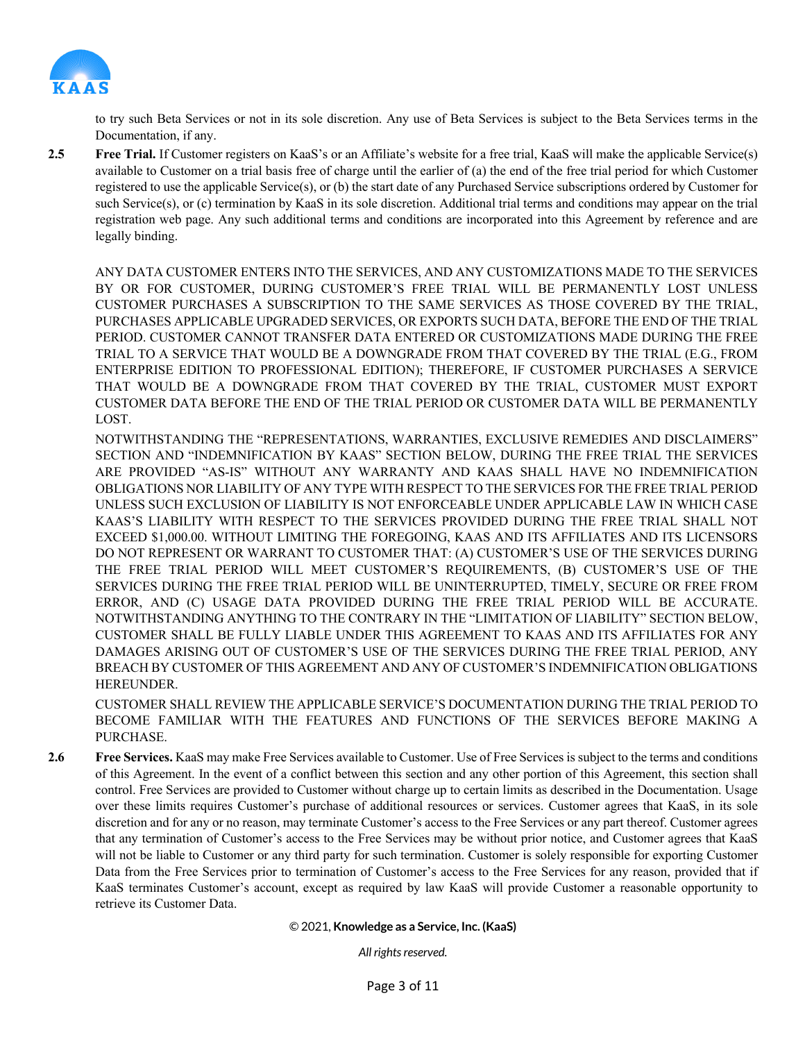to try such Beta Services or not in its sole discretion. Any use of Beta Services is subject to the Beta Services terms in the Documentation, if any.

**2.5 Free Trial.** If Customer registers on KaaS's or an Affiliate's website for a free trial, KaaS will make the applicable Service(s) available to Customer on a trial basis free of charge until the earlier of (a) the end of the free trial period for which Customer registered to use the applicable Service(s), or (b) the start date of any Purchased Service subscriptions ordered by Customer for such Service(s), or (c) termination by KaaS in its sole discretion. Additional trial terms and conditions may appear on the trial registration web page. Any such additional terms and conditions are incorporated into this Agreement by reference and are legally binding.

ANY DATA CUSTOMER ENTERS INTO THE SERVICES, AND ANY CUSTOMIZATIONS MADE TO THE SERVICES BY OR FOR CUSTOMER, DURING CUSTOMER'S FREE TRIAL WILL BE PERMANENTLY LOST UNLESS CUSTOMER PURCHASES A SUBSCRIPTION TO THE SAME SERVICES AS THOSE COVERED BY THE TRIAL, PURCHASES APPLICABLE UPGRADED SERVICES, OR EXPORTS SUCH DATA, BEFORE THE END OF THE TRIAL PERIOD. CUSTOMER CANNOT TRANSFER DATA ENTERED OR CUSTOMIZATIONS MADE DURING THE FREE TRIAL TO A SERVICE THAT WOULD BE A DOWNGRADE FROM THAT COVERED BY THE TRIAL (E.G., FROM ENTERPRISE EDITION TO PROFESSIONAL EDITION); THEREFORE, IF CUSTOMER PURCHASES A SERVICE THAT WOULD BE A DOWNGRADE FROM THAT COVERED BY THE TRIAL, CUSTOMER MUST EXPORT CUSTOMER DATA BEFORE THE END OF THE TRIAL PERIOD OR CUSTOMER DATA WILL BE PERMANENTLY LOST.

NOTWITHSTANDING THE "REPRESENTATIONS, WARRANTIES, EXCLUSIVE REMEDIES AND DISCLAIMERS" SECTION AND "INDEMNIFICATION BY KAAS" SECTION BELOW, DURING THE FREE TRIAL THE SERVICES ARE PROVIDED "AS-IS" WITHOUT ANY WARRANTY AND KAAS SHALL HAVE NO INDEMNIFICATION OBLIGATIONS NOR LIABILITY OF ANY TYPE WITH RESPECT TO THE SERVICES FOR THE FREE TRIAL PERIOD UNLESS SUCH EXCLUSION OF LIABILITY IS NOT ENFORCEABLE UNDER APPLICABLE LAW IN WHICH CASE KAAS'S LIABILITY WITH RESPECT TO THE SERVICES PROVIDED DURING THE FREE TRIAL SHALL NOT EXCEED $1,000.00. WITHOUT LIMITING THE FOREGOING, KAAS AND ITS AFFILIATES AND ITS LICENSORS DO NOT REPRESENT OR WARRANT TO CUSTOMER THAT: (A) CUSTOMER'S USE OF THE SERVICES DURING THE FREE TRIAL PERIOD WILL MEET CUSTOMER'S REQUIREMENTS, (B) CUSTOMER'S USE OF THE SERVICES DURING THE FREE TRIAL PERIOD WILL BE UNINTERRUPTED, TIMELY, SECURE OR FREE FROM ERROR, AND (C) USAGE DATA PROVIDED DURING THE FREE TRIAL PERIOD WILL BE ACCURATE. NOTWITHSTANDING ANYTHING TO THE CONTRARY IN THE "LIMITATION OF LIABILITY" SECTION BELOW, CUSTOMER SHALL BE FULLY LIABLE UNDER THIS AGREEMENT TO KAAS AND ITS AFFILIATES FOR ANY DAMAGES ARISING OUT OF CUSTOMER'S USE OF THE SERVICES DURING THE FREE TRIAL PERIOD, ANY BREACH BY CUSTOMER OF THIS AGREEMENT AND ANY OF CUSTOMER'S INDEMNIFICATION OBLIGATIONS HEREUNDER.

CUSTOMER SHALL REVIEW THE APPLICABLE SERVICE'S DOCUMENTATION DURING THE TRIAL PERIOD TO BECOME FAMILIAR WITH THE FEATURES AND FUNCTIONS OF THE SERVICES BEFORE MAKING A PURCHASE.

**2.6 Free Services.** KaaS may make Free Services available to Customer. Use of Free Services is subject to the terms and conditions of this Agreement. In the event of a conflict between this section and any other portion of this Agreement, this section shall control. Free Services are provided to Customer without charge up to certain limits as described in the Documentation. Usage over these limits requires Customer's purchase of additional resources or services. Customer agrees that KaaS, in its sole discretion and for any or no reason, may terminate Customer's access to the Free Services or any part thereof. Customer agrees that any termination of Customer's access to the Free Services may be without prior notice, and Customer agrees that KaaS will not be liable to Customer or any third party for such termination. Customer is solely responsible for exporting Customer Data from the Free Services prior to termination of Customer's access to the Free Services for any reason, provided that if KaaS terminates Customer's account, except as required by law KaaS will provide Customer a reasonable opportunity to retrieve its Customer Data.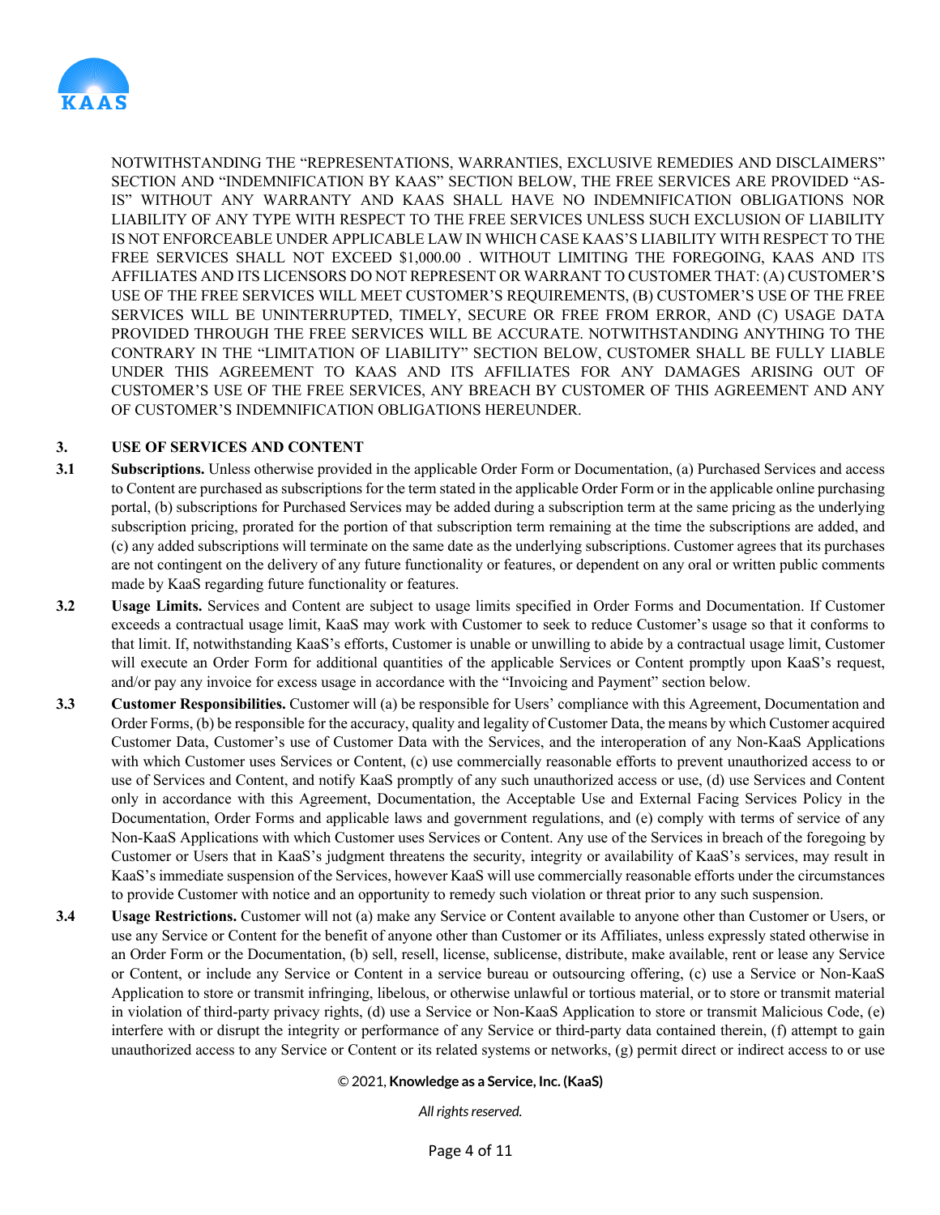NOTWITHSTANDING THE "REPRESENTATIONS, WARRANTIES, EXCLUSIVE REMEDIES AND DISCLAIMERS" SECTION AND "INDEMNIFICATION BY KAAS" SECTION BELOW, THE FREE SERVICES ARE PROVIDED "AS-IS" WITHOUT ANY WARRANTY AND KAAS SHALL HAVE NO INDEMNIFICATION OBLIGATIONS NOR LIABILITY OF ANY TYPE WITH RESPECT TO THE FREE SERVICES UNLESS SUCH EXCLUSION OF LIABILITY IS NOT ENFORCEABLE UNDER APPLICABLE LAW IN WHICH CASE KAAS'S LIABILITY WITH RESPECT TO THE FREE SERVICES SHALL NOT EXCEED $1,000.00 . WITHOUT LIMITING THE FOREGOING, KAAS AND ITS AFFILIATES AND ITS LICENSORS DO NOT REPRESENT OR WARRANT TO CUSTOMER THAT: (A) CUSTOMER'S USE OF THE FREE SERVICES WILL MEET CUSTOMER'S REQUIREMENTS, (B) CUSTOMER'S USE OF THE FREE SERVICES WILL BE UNINTERRUPTED, TIMELY, SECURE OR FREE FROM ERROR, AND (C) USAGE DATA PROVIDED THROUGH THE FREE SERVICES WILL BE ACCURATE. NOTWITHSTANDING ANYTHING TO THE CONTRARY IN THE "LIMITATION OF LIABILITY" SECTION BELOW, CUSTOMER SHALL BE FULLY LIABLE UNDER THIS AGREEMENT TO KAAS AND ITS AFFILIATES FOR ANY DAMAGES ARISING OUT OF CUSTOMER'S USE OF THE FREE SERVICES, ANY BREACH BY CUSTOMER OF THIS AGREEMENT AND ANY OF CUSTOMER'S INDEMNIFICATION OBLIGATIONS HEREUNDER.

## 3. USE OF SERVICES AND CONTENT

**3.1 Subscriptions.** Unless otherwise provided in the applicable Order Form or Documentation, (a) Purchased Services and access to Content are purchased as subscriptions for the term stated in the applicable Order Form or in the applicable online purchasing portal, (b) subscriptions for Purchased Services may be added during a subscription term at the same pricing as the underlying subscription pricing, prorated for the portion of that subscription term remaining at the time the subscriptions are added, and (c) any added subscriptions will terminate on the same date as the underlying subscriptions. Customer agrees that its purchases are not contingent on the delivery of any future functionality or features, or dependent on any oral or written public comments made by KaaS regarding future functionality or features.

**3.2 Usage Limits.** Services and Content are subject to usage limits specified in Order Forms and Documentation. If Customer exceeds a contractual usage limit, KaaS may work with Customer to seek to reduce Customer's usage so that it conforms to that limit. If, notwithstanding KaaS's efforts, Customer is unable or unwilling to abide by a contractual usage limit, Customer will execute an Order Form for additional quantities of the applicable Services or Content promptly upon KaaS's request, and/or pay any invoice for excess usage in accordance with the "Invoicing and Payment" section below.

**3.3 Customer Responsibilities.** Customer will (a) be responsible for Users' compliance with this Agreement, Documentation and Order Forms, (b) be responsible for the accuracy, quality and legality of Customer Data, the means by which Customer acquired Customer Data, Customer's use of Customer Data with the Services, and the interoperation of any Non-KaaS Applications with which Customer uses Services or Content, (c) use commercially reasonable efforts to prevent unauthorized access to or use of Services and Content, and notify KaaS promptly of any such unauthorized access or use, (d) use Services and Content only in accordance with this Agreement, Documentation, the Acceptable Use and External Facing Services Policy in the Documentation, Order Forms and applicable laws and government regulations, and (e) comply with terms of service of any Non-KaaS Applications with which Customer uses Services or Content. Any use of the Services in breach of the foregoing by Customer or Users that in KaaS's judgment threatens the security, integrity or availability of KaaS's services, may result in KaaS's immediate suspension of the Services, however KaaS will use commercially reasonable efforts under the circumstances to provide Customer with notice and an opportunity to remedy such violation or threat prior to any such suspension.

**3.4 Usage Restrictions.** Customer will not (a) make any Service or Content available to anyone other than Customer or Users, or use any Service or Content for the benefit of anyone other than Customer or its Affiliates, unless expressly stated otherwise in an Order Form or the Documentation, (b) sell, resell, license, sublicense, distribute, make available, rent or lease any Service or Content, or include any Service or Content in a service bureau or outsourcing offering, (c) use a Service or Non-KaaS Application to store or transmit infringing, libelous, or otherwise unlawful or tortious material, or to store or transmit material in violation of third-party privacy rights, (d) use a Service or Non-KaaS Application to store or transmit Malicious Code, (e) interfere with or disrupt the integrity or performance of any Service or third-party data contained therein, (f) attempt to gain unauthorized access to any Service or Content or its related systems or networks, (g) permit direct or indirect access to or use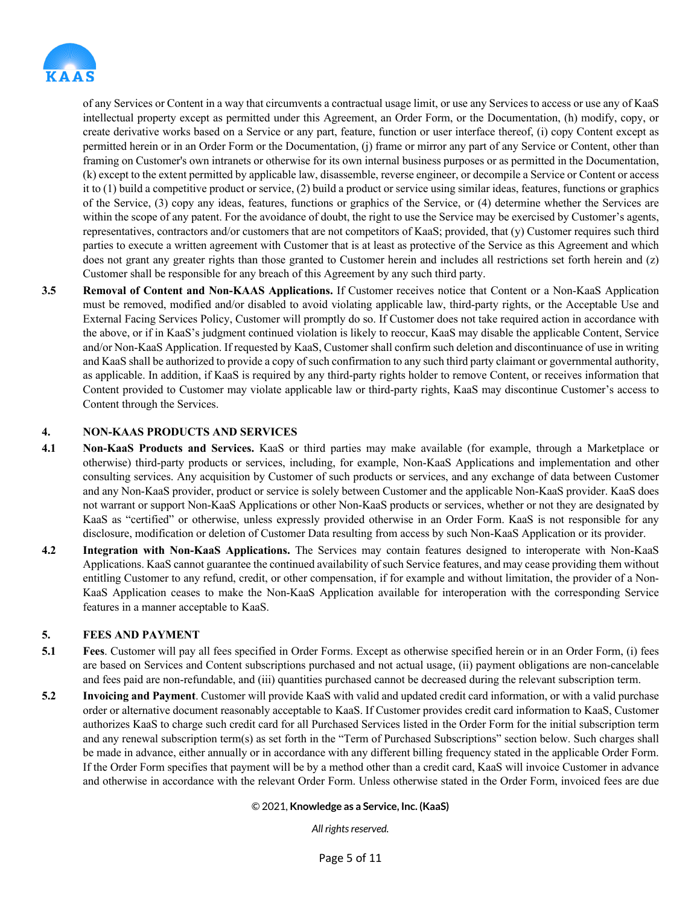of any Services or Content in a way that circumvents a contractual usage limit, or use any Services to access or use any of KaaS intellectual property except as permitted under this Agreement, an Order Form, or the Documentation, (h) modify, copy, or create derivative works based on a Service or any part, feature, function or user interface thereof, (i) copy Content except as permitted herein or in an Order Form or the Documentation, (j) frame or mirror any part of any Service or Content, other than framing on Customer's own intranets or otherwise for its own internal business purposes or as permitted in the Documentation, (k) except to the extent permitted by applicable law, disassemble, reverse engineer, or decompile a Service or Content or access it to (1) build a competitive product or service, (2) build a product or service using similar ideas, features, functions or graphics of the Service, (3) copy any ideas, features, functions or graphics of the Service, or (4) determine whether the Services are within the scope of any patent. For the avoidance of doubt, the right to use the Service may be exercised by Customer's agents, representatives, contractors and/or customers that are not competitors of KaaS; provided, that (y) Customer requires such third parties to execute a written agreement with Customer that is at least as protective of the Service as this Agreement and which does not grant any greater rights than those granted to Customer herein and includes all restrictions set forth herein and (z) Customer shall be responsible for any breach of this Agreement by any such third party.

**3.5 Removal of Content and Non-KAAS Applications.** If Customer receives notice that Content or a Non-KaaS Application must be removed, modified and/or disabled to avoid violating applicable law, third-party rights, or the Acceptable Use and External Facing Services Policy, Customer will promptly do so. If Customer does not take required action in accordance with the above, or if in KaaS's judgment continued violation is likely to reoccur, KaaS may disable the applicable Content, Service and/or Non-KaaS Application. If requested by KaaS, Customer shall confirm such deletion and discontinuance of use in writing and KaaS shall be authorized to provide a copy of such confirmation to any such third party claimant or governmental authority, as applicable. In addition, if KaaS is required by any third-party rights holder to remove Content, or receives information that Content provided to Customer may violate applicable law or third-party rights, KaaS may discontinue Customer's access to Content through the Services.

## 4. NON-KAAS PRODUCTS AND SERVICES

**4.1 Non-KaaS Products and Services.** KaaS or third parties may make available (for example, through a Marketplace or otherwise) third-party products or services, including, for example, Non-KaaS Applications and implementation and other consulting services. Any acquisition by Customer of such products or services, and any exchange of data between Customer and any Non-KaaS provider, product or service is solely between Customer and the applicable Non-KaaS provider. KaaS does not warrant or support Non-KaaS Applications or other Non-KaaS products or services, whether or not they are designated by KaaS as "certified" or otherwise, unless expressly provided otherwise in an Order Form. KaaS is not responsible for any disclosure, modification or deletion of Customer Data resulting from access by such Non-KaaS Application or its provider.

**4.2 Integration with Non-KaaS Applications.** The Services may contain features designed to interoperate with Non-KaaS Applications. KaaS cannot guarantee the continued availability of such Service features, and may cease providing them without entitling Customer to any refund, credit, or other compensation, if for example and without limitation, the provider of a Non-KaaS Application ceases to make the Non-KaaS Application available for interoperation with the corresponding Service features in a manner acceptable to KaaS.

## 5. FEES AND PAYMENT

**5.1 Fees**. Customer will pay all fees specified in Order Forms. Except as otherwise specified herein or in an Order Form, (i) fees are based on Services and Content subscriptions purchased and not actual usage, (ii) payment obligations are non-cancelable and fees paid are non-refundable, and (iii) quantities purchased cannot be decreased during the relevant subscription term.

**5.2 Invoicing and Payment**. Customer will provide KaaS with valid and updated credit card information, or with a valid purchase order or alternative document reasonably acceptable to KaaS. If Customer provides credit card information to KaaS, Customer authorizes KaaS to charge such credit card for all Purchased Services listed in the Order Form for the initial subscription term and any renewal subscription term(s) as set forth in the "Term of Purchased Subscriptions" section below. Such charges shall be made in advance, either annually or in accordance with any different billing frequency stated in the applicable Order Form. If the Order Form specifies that payment will be by a method other than a credit card, KaaS will invoice Customer in advance and otherwise in accordance with the relevant Order Form. Unless otherwise stated in the Order Form, invoiced fees are due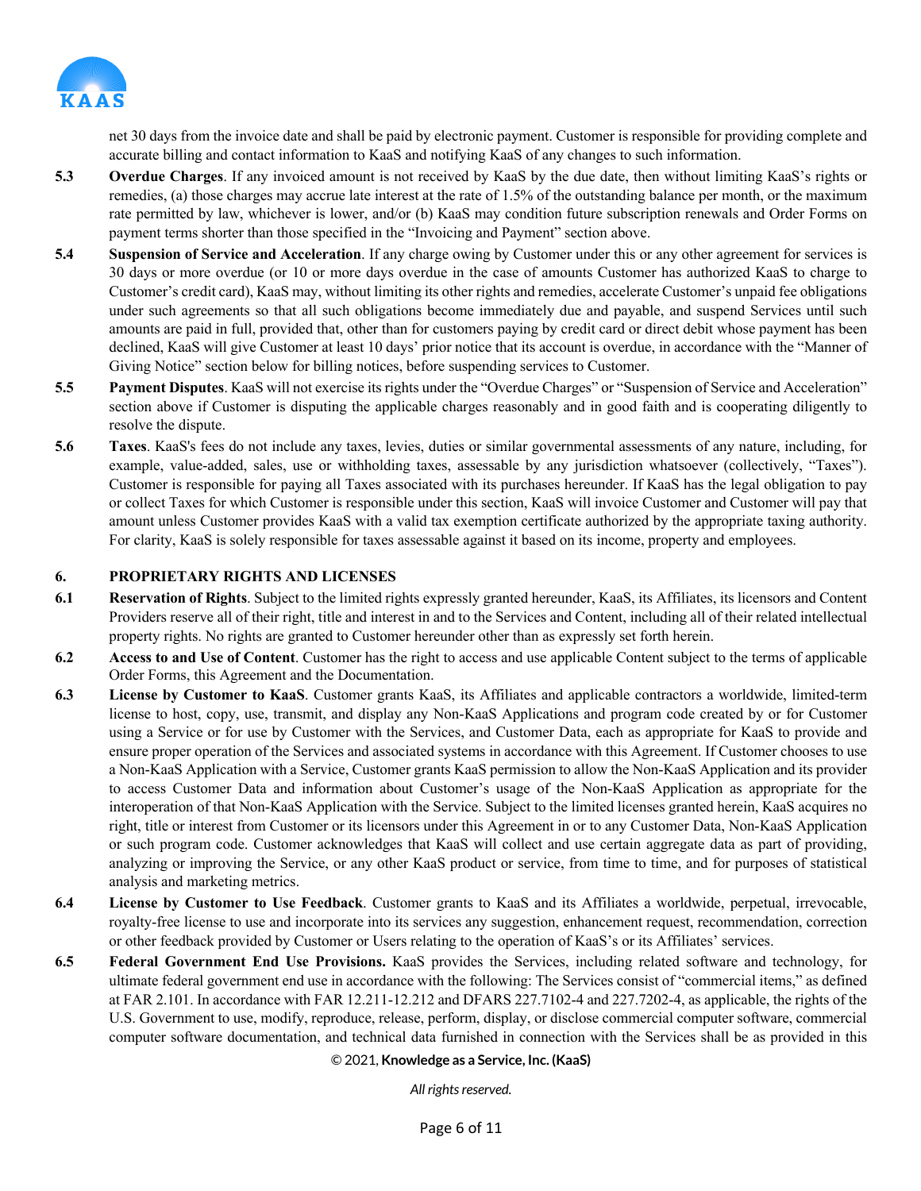net 30 days from the invoice date and shall be paid by electronic payment. Customer is responsible for providing complete and accurate billing and contact information to KaaS and notifying KaaS of any changes to such information.

**5.3 Overdue Charges**. If any invoiced amount is not received by KaaS by the due date, then without limiting KaaS's rights or remedies, (a) those charges may accrue late interest at the rate of 1.5% of the outstanding balance per month, or the maximum rate permitted by law, whichever is lower, and/or (b) KaaS may condition future subscription renewals and Order Forms on payment terms shorter than those specified in the "Invoicing and Payment" section above.

**5.4 Suspension of Service and Acceleration**. If any charge owing by Customer under this or any other agreement for services is 30 days or more overdue (or 10 or more days overdue in the case of amounts Customer has authorized KaaS to charge to Customer's credit card), KaaS may, without limiting its other rights and remedies, accelerate Customer's unpaid fee obligations under such agreements so that all such obligations become immediately due and payable, and suspend Services until such amounts are paid in full, provided that, other than for customers paying by credit card or direct debit whose payment has been declined, KaaS will give Customer at least 10 days' prior notice that its account is overdue, in accordance with the "Manner of Giving Notice" section below for billing notices, before suspending services to Customer.

**5.5 Payment Disputes**. KaaS will not exercise its rights under the "Overdue Charges" or "Suspension of Service and Acceleration" section above if Customer is disputing the applicable charges reasonably and in good faith and is cooperating diligently to resolve the dispute.

**5.6 Taxes**. KaaS's fees do not include any taxes, levies, duties or similar governmental assessments of any nature, including, for example, value-added, sales, use or withholding taxes, assessable by any jurisdiction whatsoever (collectively, "Taxes"). Customer is responsible for paying all Taxes associated with its purchases hereunder. If KaaS has the legal obligation to pay or collect Taxes for which Customer is responsible under this section, KaaS will invoice Customer and Customer will pay that amount unless Customer provides KaaS with a valid tax exemption certificate authorized by the appropriate taxing authority. For clarity, KaaS is solely responsible for taxes assessable against it based on its income, property and employees.

## 6. PROPRIETARY RIGHTS AND LICENSES

**6.1 Reservation of Rights**. Subject to the limited rights expressly granted hereunder, KaaS, its Affiliates, its licensors and Content Providers reserve all of their right, title and interest in and to the Services and Content, including all of their related intellectual property rights. No rights are granted to Customer hereunder other than as expressly set forth herein.

**6.2 Access to and Use of Content**. Customer has the right to access and use applicable Content subject to the terms of applicable Order Forms, this Agreement and the Documentation.

**6.3 License by Customer to KaaS**. Customer grants KaaS, its Affiliates and applicable contractors a worldwide, limited-term license to host, copy, use, transmit, and display any Non-KaaS Applications and program code created by or for Customer using a Service or for use by Customer with the Services, and Customer Data, each as appropriate for KaaS to provide and ensure proper operation of the Services and associated systems in accordance with this Agreement. If Customer chooses to use a Non-KaaS Application with a Service, Customer grants KaaS permission to allow the Non-KaaS Application and its provider to access Customer Data and information about Customer's usage of the Non-KaaS Application as appropriate for the interoperation of that Non-KaaS Application with the Service. Subject to the limited licenses granted herein, KaaS acquires no right, title or interest from Customer or its licensors under this Agreement in or to any Customer Data, Non-KaaS Application or such program code. Customer acknowledges that KaaS will collect and use certain aggregate data as part of providing, analyzing or improving the Service, or any other KaaS product or service, from time to time, and for purposes of statistical analysis and marketing metrics.

**6.4 License by Customer to Use Feedback**. Customer grants to KaaS and its Affiliates a worldwide, perpetual, irrevocable, royalty-free license to use and incorporate into its services any suggestion, enhancement request, recommendation, correction or other feedback provided by Customer or Users relating to the operation of KaaS's or its Affiliates' services.

**6.5 Federal Government End Use Provisions.** KaaS provides the Services, including related software and technology, for ultimate federal government end use in accordance with the following: The Services consist of "commercial items," as defined at FAR 2.101. In accordance with FAR 12.211-12.212 and DFARS 227.7102-4 and 227.7202-4, as applicable, the rights of the U.S. Government to use, modify, reproduce, release, perform, display, or disclose commercial computer software, commercial computer software documentation, and technical data furnished in connection with the Services shall be as provided in this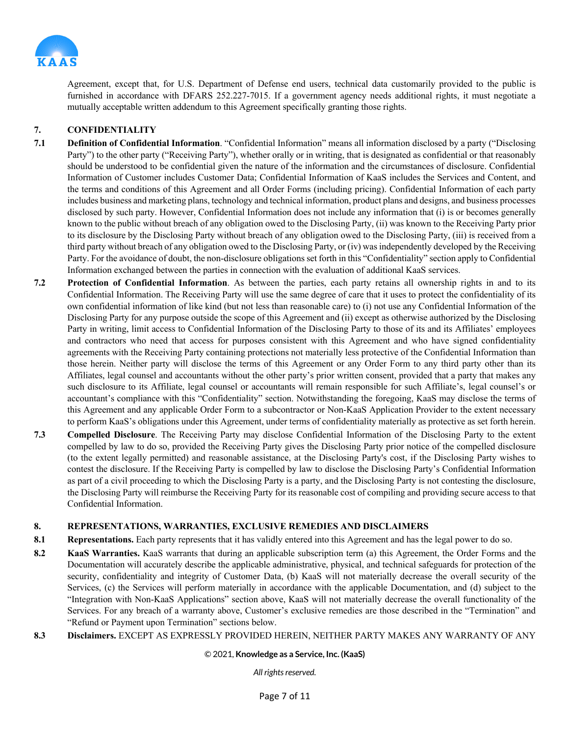Agreement, except that, for U.S. Department of Defense end users, technical data customarily provided to the public is furnished in accordance with DFARS 252.227-7015. If a government agency needs additional rights, it must negotiate a mutually acceptable written addendum to this Agreement specifically granting those rights.

## 7. CONFIDENTIALITY

**7.1 Definition of Confidential Information**. "Confidential Information" means all information disclosed by a party ("Disclosing Party") to the other party ("Receiving Party"), whether orally or in writing, that is designated as confidential or that reasonably should be understood to be confidential given the nature of the information and the circumstances of disclosure. Confidential Information of Customer includes Customer Data; Confidential Information of KaaS includes the Services and Content, and the terms and conditions of this Agreement and all Order Forms (including pricing). Confidential Information of each party includes business and marketing plans, technology and technical information, product plans and designs, and business processes disclosed by such party. However, Confidential Information does not include any information that (i) is or becomes generally known to the public without breach of any obligation owed to the Disclosing Party, (ii) was known to the Receiving Party prior to its disclosure by the Disclosing Party without breach of any obligation owed to the Disclosing Party, (iii) is received from a third party without breach of any obligation owed to the Disclosing Party, or (iv) was independently developed by the Receiving Party. For the avoidance of doubt, the non-disclosure obligations set forth in this "Confidentiality" section apply to Confidential Information exchanged between the parties in connection with the evaluation of additional KaaS services.

**7.2 Protection of Confidential Information**. As between the parties, each party retains all ownership rights in and to its Confidential Information. The Receiving Party will use the same degree of care that it uses to protect the confidentiality of its own confidential information of like kind (but not less than reasonable care) to (i) not use any Confidential Information of the Disclosing Party for any purpose outside the scope of this Agreement and (ii) except as otherwise authorized by the Disclosing Party in writing, limit access to Confidential Information of the Disclosing Party to those of its and its Affiliates' employees and contractors who need that access for purposes consistent with this Agreement and who have signed confidentiality agreements with the Receiving Party containing protections not materially less protective of the Confidential Information than those herein. Neither party will disclose the terms of this Agreement or any Order Form to any third party other than its Affiliates, legal counsel and accountants without the other party's prior written consent, provided that a party that makes any such disclosure to its Affiliate, legal counsel or accountants will remain responsible for such Affiliate's, legal counsel's or accountant's compliance with this "Confidentiality" section. Notwithstanding the foregoing, KaaS may disclose the terms of this Agreement and any applicable Order Form to a subcontractor or Non-KaaS Application Provider to the extent necessary to perform KaaS's obligations under this Agreement, under terms of confidentiality materially as protective as set forth herein.

**7.3 Compelled Disclosure**. The Receiving Party may disclose Confidential Information of the Disclosing Party to the extent compelled by law to do so, provided the Receiving Party gives the Disclosing Party prior notice of the compelled disclosure (to the extent legally permitted) and reasonable assistance, at the Disclosing Party's cost, if the Disclosing Party wishes to contest the disclosure. If the Receiving Party is compelled by law to disclose the Disclosing Party's Confidential Information as part of a civil proceeding to which the Disclosing Party is a party, and the Disclosing Party is not contesting the disclosure, the Disclosing Party will reimburse the Receiving Party for its reasonable cost of compiling and providing secure access to that Confidential Information.

## 8. REPRESENTATIONS, WARRANTIES, EXCLUSIVE REMEDIES AND DISCLAIMERS

**8.1 Representations.** Each party represents that it has validly entered into this Agreement and has the legal power to do so.

**8.2 KaaS Warranties.** KaaS warrants that during an applicable subscription term (a) this Agreement, the Order Forms and the Documentation will accurately describe the applicable administrative, physical, and technical safeguards for protection of the security, confidentiality and integrity of Customer Data, (b) KaaS will not materially decrease the overall security of the Services, (c) the Services will perform materially in accordance with the applicable Documentation, and (d) subject to the "Integration with Non-KaaS Applications" section above, KaaS will not materially decrease the overall functionality of the Services. For any breach of a warranty above, Customer's exclusive remedies are those described in the "Termination" and "Refund or Payment upon Termination" sections below.

**8.3 Disclaimers.** EXCEPT AS EXPRESSLY PROVIDED HEREIN, NEITHER PARTY MAKES ANY WARRANTY OF ANY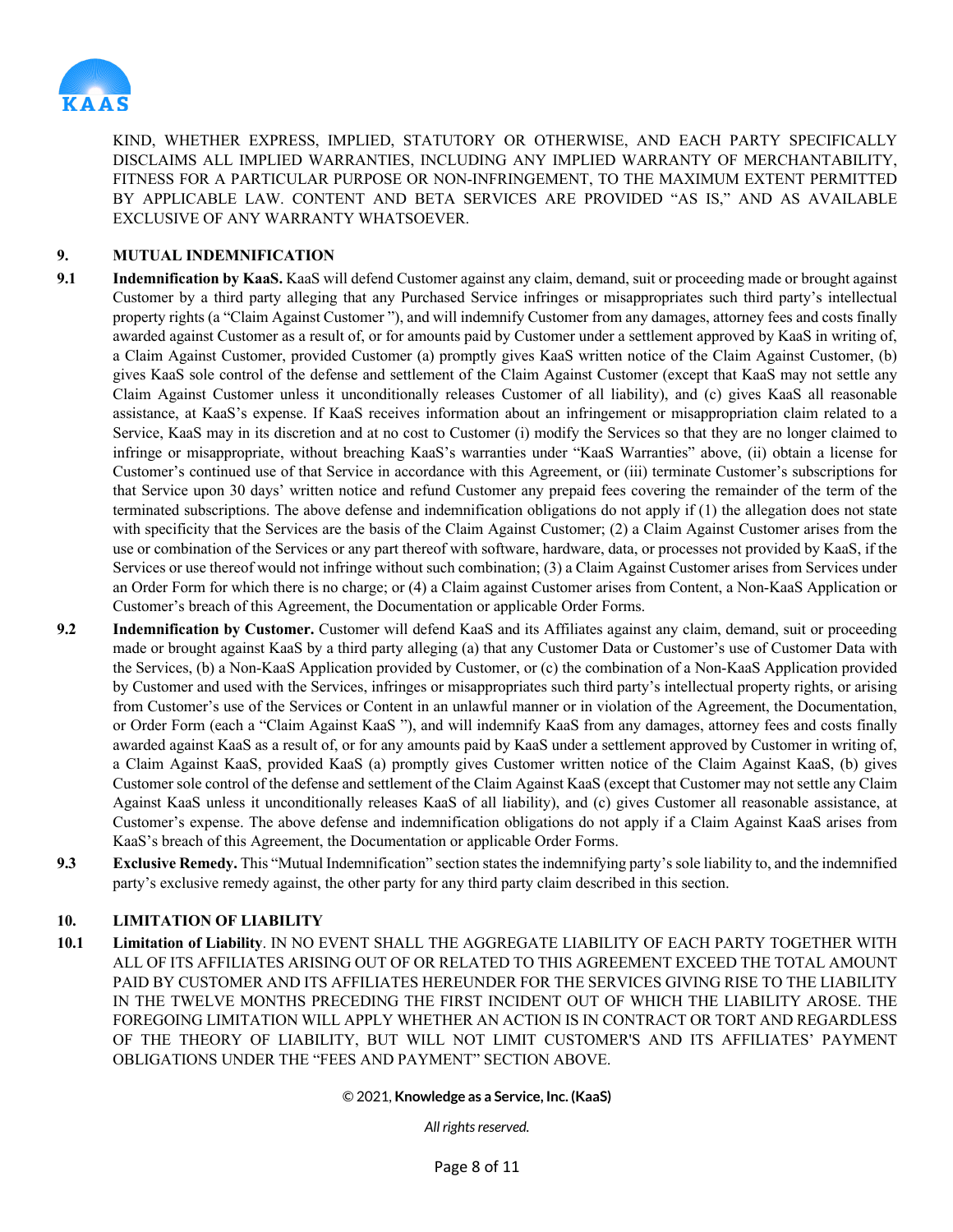KIND, WHETHER EXPRESS, IMPLIED, STATUTORY OR OTHERWISE, AND EACH PARTY SPECIFICALLY DISCLAIMS ALL IMPLIED WARRANTIES, INCLUDING ANY IMPLIED WARRANTY OF MERCHANTABILITY, FITNESS FOR A PARTICULAR PURPOSE OR NON-INFRINGEMENT, TO THE MAXIMUM EXTENT PERMITTED BY APPLICABLE LAW. CONTENT AND BETA SERVICES ARE PROVIDED "AS IS," AND AS AVAILABLE EXCLUSIVE OF ANY WARRANTY WHATSOEVER.

## 9. MUTUAL INDEMNIFICATION

**9.1 Indemnification by KaaS.** KaaS will defend Customer against any claim, demand, suit or proceeding made or brought against Customer by a third party alleging that any Purchased Service infringes or misappropriates such third party's intellectual property rights (a "Claim Against Customer "), and will indemnify Customer from any damages, attorney fees and costs finally awarded against Customer as a result of, or for amounts paid by Customer under a settlement approved by KaaS in writing of, a Claim Against Customer, provided Customer (a) promptly gives KaaS written notice of the Claim Against Customer, (b) gives KaaS sole control of the defense and settlement of the Claim Against Customer (except that KaaS may not settle any Claim Against Customer unless it unconditionally releases Customer of all liability), and (c) gives KaaS all reasonable assistance, at KaaS's expense. If KaaS receives information about an infringement or misappropriation claim related to a Service, KaaS may in its discretion and at no cost to Customer (i) modify the Services so that they are no longer claimed to infringe or misappropriate, without breaching KaaS's warranties under "KaaS Warranties" above, (ii) obtain a license for Customer's continued use of that Service in accordance with this Agreement, or (iii) terminate Customer's subscriptions for that Service upon 30 days' written notice and refund Customer any prepaid fees covering the remainder of the term of the terminated subscriptions. The above defense and indemnification obligations do not apply if (1) the allegation does not state with specificity that the Services are the basis of the Claim Against Customer; (2) a Claim Against Customer arises from the use or combination of the Services or any part thereof with software, hardware, data, or processes not provided by KaaS, if the Services or use thereof would not infringe without such combination; (3) a Claim Against Customer arises from Services under an Order Form for which there is no charge; or (4) a Claim against Customer arises from Content, a Non-KaaS Application or Customer's breach of this Agreement, the Documentation or applicable Order Forms.

**9.2 Indemnification by Customer.** Customer will defend KaaS and its Affiliates against any claim, demand, suit or proceeding made or brought against KaaS by a third party alleging (a) that any Customer Data or Customer's use of Customer Data with the Services, (b) a Non-KaaS Application provided by Customer, or (c) the combination of a Non-KaaS Application provided by Customer and used with the Services, infringes or misappropriates such third party's intellectual property rights, or arising from Customer's use of the Services or Content in an unlawful manner or in violation of the Agreement, the Documentation, or Order Form (each a "Claim Against KaaS "), and will indemnify KaaS from any damages, attorney fees and costs finally awarded against KaaS as a result of, or for any amounts paid by KaaS under a settlement approved by Customer in writing of, a Claim Against KaaS, provided KaaS (a) promptly gives Customer written notice of the Claim Against KaaS, (b) gives Customer sole control of the defense and settlement of the Claim Against KaaS (except that Customer may not settle any Claim Against KaaS unless it unconditionally releases KaaS of all liability), and (c) gives Customer all reasonable assistance, at Customer's expense. The above defense and indemnification obligations do not apply if a Claim Against KaaS arises from KaaS's breach of this Agreement, the Documentation or applicable Order Forms.

**9.3 Exclusive Remedy.** This "Mutual Indemnification" section states the indemnifying party's sole liability to, and the indemnified party's exclusive remedy against, the other party for any third party claim described in this section.

## 10. LIMITATION OF LIABILITY

**10.1 Limitation of Liability**. IN NO EVENT SHALL THE AGGREGATE LIABILITY OF EACH PARTY TOGETHER WITH ALL OF ITS AFFILIATES ARISING OUT OF OR RELATED TO THIS AGREEMENT EXCEED THE TOTAL AMOUNT PAID BY CUSTOMER AND ITS AFFILIATES HEREUNDER FOR THE SERVICES GIVING RISE TO THE LIABILITY IN THE TWELVE MONTHS PRECEDING THE FIRST INCIDENT OUT OF WHICH THE LIABILITY AROSE. THE FOREGOING LIMITATION WILL APPLY WHETHER AN ACTION IS IN CONTRACT OR TORT AND REGARDLESS OF THE THEORY OF LIABILITY, BUT WILL NOT LIMIT CUSTOMER'S AND ITS AFFILIATES' PAYMENT OBLIGATIONS UNDER THE "FEES AND PAYMENT" SECTION ABOVE.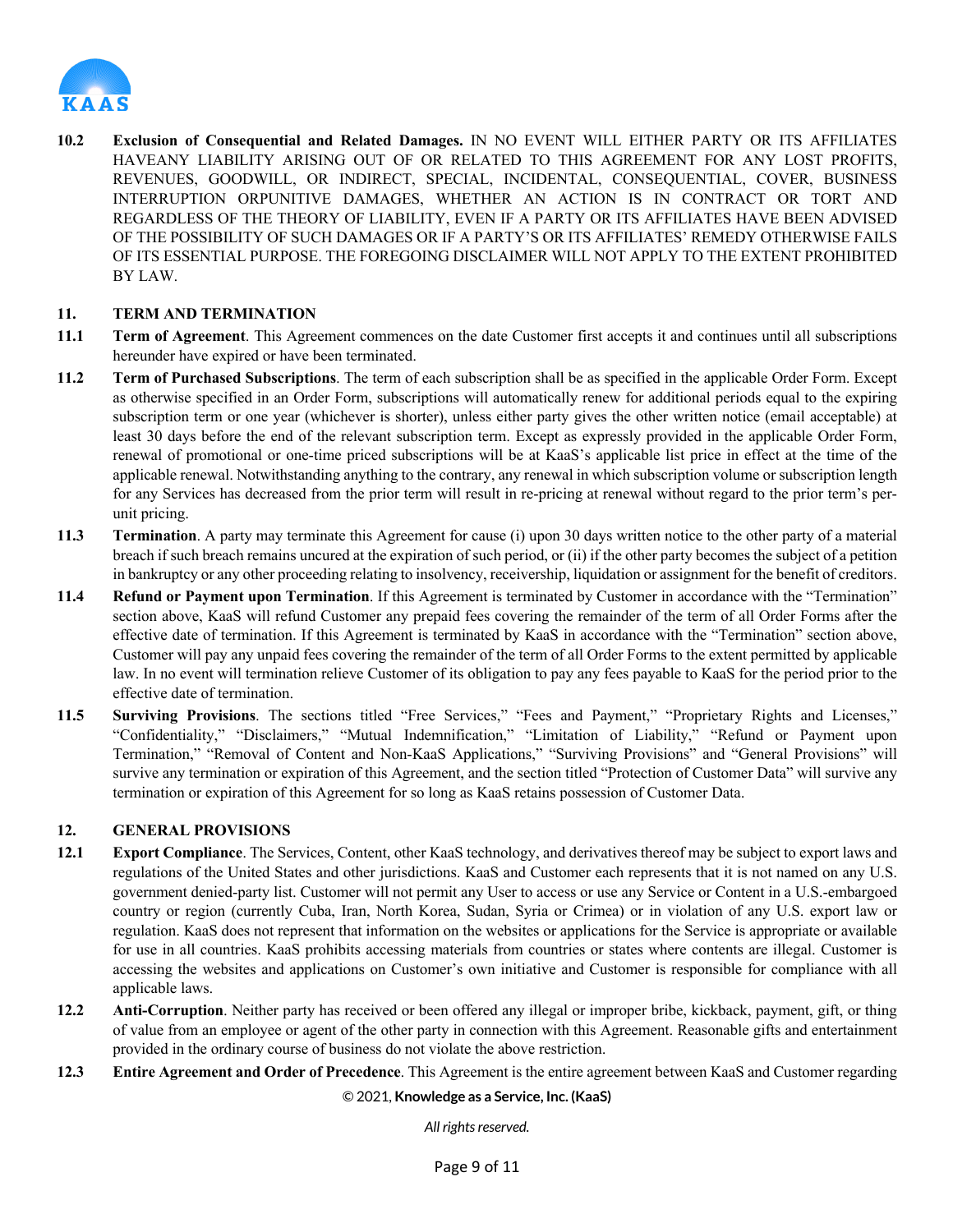**10.2 Exclusion of Consequential and Related Damages.** IN NO EVENT WILL EITHER PARTY OR ITS AFFILIATES HAVEANY LIABILITY ARISING OUT OF OR RELATED TO THIS AGREEMENT FOR ANY LOST PROFITS, REVENUES, GOODWILL, OR INDIRECT, SPECIAL, INCIDENTAL, CONSEQUENTIAL, COVER, BUSINESS INTERRUPTION ORPUNITIVE DAMAGES, WHETHER AN ACTION IS IN CONTRACT OR TORT AND REGARDLESS OF THE THEORY OF LIABILITY, EVEN IF A PARTY OR ITS AFFILIATES HAVE BEEN ADVISED OF THE POSSIBILITY OF SUCH DAMAGES OR IF A PARTY'S OR ITS AFFILIATES' REMEDY OTHERWISE FAILS OF ITS ESSENTIAL PURPOSE. THE FOREGOING DISCLAIMER WILL NOT APPLY TO THE EXTENT PROHIBITED BY LAW.

## 11. TERM AND TERMINATION

**11.1 Term of Agreement**. This Agreement commences on the date Customer first accepts it and continues until all subscriptions hereunder have expired or have been terminated.

**11.2 Term of Purchased Subscriptions**. The term of each subscription shall be as specified in the applicable Order Form. Except as otherwise specified in an Order Form, subscriptions will automatically renew for additional periods equal to the expiring subscription term or one year (whichever is shorter), unless either party gives the other written notice (email acceptable) at least 30 days before the end of the relevant subscription term. Except as expressly provided in the applicable Order Form, renewal of promotional or one-time priced subscriptions will be at KaaS's applicable list price in effect at the time of the applicable renewal. Notwithstanding anything to the contrary, any renewal in which subscription volume or subscription length for any Services has decreased from the prior term will result in re-pricing at renewal without regard to the prior term's per-unit pricing.

**11.3 Termination**. A party may terminate this Agreement for cause (i) upon 30 days written notice to the other party of a material breach if such breach remains uncured at the expiration of such period, or (ii) if the other party becomes the subject of a petition in bankruptcy or any other proceeding relating to insolvency, receivership, liquidation or assignment for the benefit of creditors.

**11.4 Refund or Payment upon Termination**. If this Agreement is terminated by Customer in accordance with the "Termination" section above, KaaS will refund Customer any prepaid fees covering the remainder of the term of all Order Forms after the effective date of termination. If this Agreement is terminated by KaaS in accordance with the "Termination" section above, Customer will pay any unpaid fees covering the remainder of the term of all Order Forms to the extent permitted by applicable law. In no event will termination relieve Customer of its obligation to pay any fees payable to KaaS for the period prior to the effective date of termination.

**11.5 Surviving Provisions**. The sections titled "Free Services," "Fees and Payment," "Proprietary Rights and Licenses," "Confidentiality," "Disclaimers," "Mutual Indemnification," "Limitation of Liability," "Refund or Payment upon Termination," "Removal of Content and Non-KaaS Applications," "Surviving Provisions" and "General Provisions" will survive any termination or expiration of this Agreement, and the section titled "Protection of Customer Data" will survive any termination or expiration of this Agreement for so long as KaaS retains possession of Customer Data.

## 12. GENERAL PROVISIONS

**12.1 Export Compliance**. The Services, Content, other KaaS technology, and derivatives thereof may be subject to export laws and regulations of the United States and other jurisdictions. KaaS and Customer each represents that it is not named on any U.S. government denied-party list. Customer will not permit any User to access or use any Service or Content in a U.S.-embargoed country or region (currently Cuba, Iran, North Korea, Sudan, Syria or Crimea) or in violation of any U.S. export law or regulation. KaaS does not represent that information on the websites or applications for the Service is appropriate or available for use in all countries. KaaS prohibits accessing materials from countries or states where contents are illegal. Customer is accessing the websites and applications on Customer's own initiative and Customer is responsible for compliance with all applicable laws.

**12.2 Anti-Corruption**. Neither party has received or been offered any illegal or improper bribe, kickback, payment, gift, or thing of value from an employee or agent of the other party in connection with this Agreement. Reasonable gifts and entertainment provided in the ordinary course of business do not violate the above restriction.

**12.3 Entire Agreement and Order of Precedence**. This Agreement is the entire agreement between KaaS and Customer regarding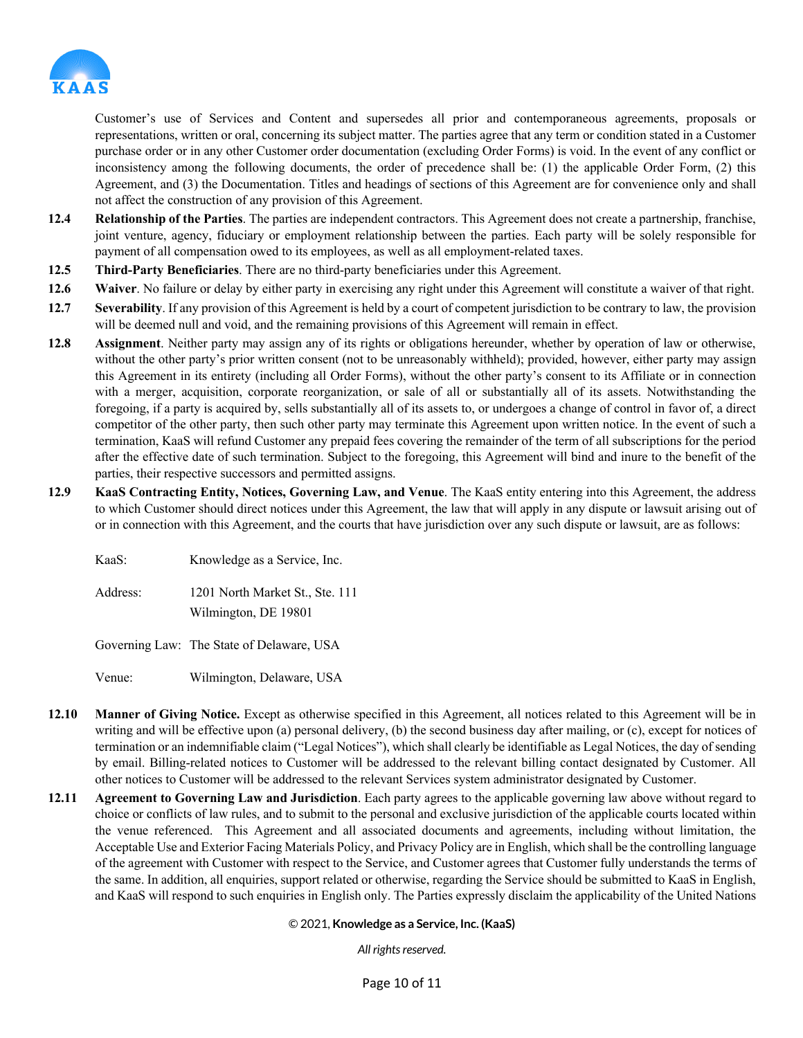Customer's use of Services and Content and supersedes all prior and contemporaneous agreements, proposals or representations, written or oral, concerning its subject matter. The parties agree that any term or condition stated in a Customer purchase order or in any other Customer order documentation (excluding Order Forms) is void. In the event of any conflict or inconsistency among the following documents, the order of precedence shall be: (1) the applicable Order Form, (2) this Agreement, and (3) the Documentation. Titles and headings of sections of this Agreement are for convenience only and shall not affect the construction of any provision of this Agreement.

**12.4 Relationship of the Parties**. The parties are independent contractors. This Agreement does not create a partnership, franchise, joint venture, agency, fiduciary or employment relationship between the parties. Each party will be solely responsible for payment of all compensation owed to its employees, as well as all employment-related taxes.

**12.5 Third-Party Beneficiaries**. There are no third-party beneficiaries under this Agreement.

**12.6 Waiver**. No failure or delay by either party in exercising any right under this Agreement will constitute a waiver of that right.

**12.7 Severability**. If any provision of this Agreement is held by a court of competent jurisdiction to be contrary to law, the provision will be deemed null and void, and the remaining provisions of this Agreement will remain in effect.

**12.8 Assignment**. Neither party may assign any of its rights or obligations hereunder, whether by operation of law or otherwise, without the other party's prior written consent (not to be unreasonably withheld); provided, however, either party may assign this Agreement in its entirety (including all Order Forms), without the other party's consent to its Affiliate or in connection with a merger, acquisition, corporate reorganization, or sale of all or substantially all of its assets. Notwithstanding the foregoing, if a party is acquired by, sells substantially all of its assets to, or undergoes a change of control in favor of, a direct competitor of the other party, then such other party may terminate this Agreement upon written notice. In the event of such a termination, KaaS will refund Customer any prepaid fees covering the remainder of the term of all subscriptions for the period after the effective date of such termination. Subject to the foregoing, this Agreement will bind and inure to the benefit of the parties, their respective successors and permitted assigns.

**12.9 KaaS Contracting Entity, Notices, Governing Law, and Venue**. The KaaS entity entering into this Agreement, the address to which Customer should direct notices under this Agreement, the law that will apply in any dispute or lawsuit arising out of or in connection with this Agreement, and the courts that have jurisdiction over any such dispute or lawsuit, are as follows:

KaaS: Knowledge as a Service, Inc.

Address: 1201 North Market St., Ste. 111
Wilmington, DE 19801

Governing Law: The State of Delaware, USA

Venue: Wilmington, Delaware, USA

**12.10 Manner of Giving Notice.** Except as otherwise specified in this Agreement, all notices related to this Agreement will be in writing and will be effective upon (a) personal delivery, (b) the second business day after mailing, or (c), except for notices of termination or an indemnifiable claim ("Legal Notices"), which shall clearly be identifiable as Legal Notices, the day of sending by email. Billing-related notices to Customer will be addressed to the relevant billing contact designated by Customer. All other notices to Customer will be addressed to the relevant Services system administrator designated by Customer.

**12.11 Agreement to Governing Law and Jurisdiction**. Each party agrees to the applicable governing law above without regard to choice or conflicts of law rules, and to submit to the personal and exclusive jurisdiction of the applicable courts located within the venue referenced. This Agreement and all associated documents and agreements, including without limitation, the Acceptable Use and Exterior Facing Materials Policy, and Privacy Policy are in English, which shall be the controlling language of the agreement with Customer with respect to the Service, and Customer agrees that Customer fully understands the terms of the same. In addition, all enquiries, support related or otherwise, regarding the Service should be submitted to KaaS in English, and KaaS will respond to such enquiries in English only. The Parties expressly disclaim the applicability of the United Nations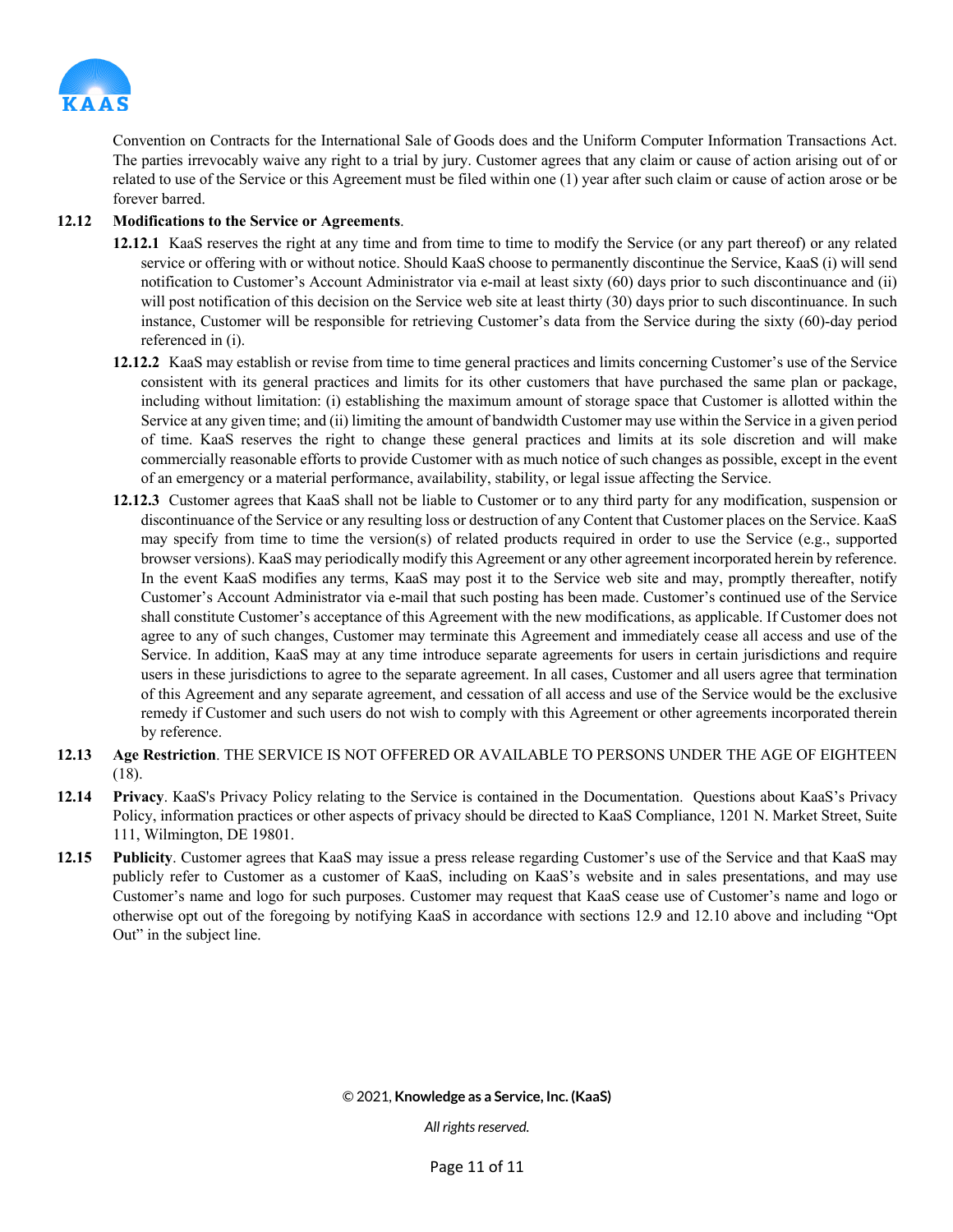Convention on Contracts for the International Sale of Goods does and the Uniform Computer Information Transactions Act. The parties irrevocably waive any right to a trial by jury. Customer agrees that any claim or cause of action arising out of or related to use of the Service or this Agreement must be filed within one (1) year after such claim or cause of action arose or be forever barred.

**12.12 Modifications to the Service or Agreements**.

**12.12.1** KaaS reserves the right at any time and from time to time to modify the Service (or any part thereof) or any related service or offering with or without notice. Should KaaS choose to permanently discontinue the Service, KaaS (i) will send notification to Customer's Account Administrator via e-mail at least sixty (60) days prior to such discontinuance and (ii) will post notification of this decision on the Service web site at least thirty (30) days prior to such discontinuance. In such instance, Customer will be responsible for retrieving Customer's data from the Service during the sixty (60)-day period referenced in (i).

**12.12.2** KaaS may establish or revise from time to time general practices and limits concerning Customer's use of the Service consistent with its general practices and limits for its other customers that have purchased the same plan or package, including without limitation: (i) establishing the maximum amount of storage space that Customer is allotted within the Service at any given time; and (ii) limiting the amount of bandwidth Customer may use within the Service in a given period of time. KaaS reserves the right to change these general practices and limits at its sole discretion and will make commercially reasonable efforts to provide Customer with as much notice of such changes as possible, except in the event of an emergency or a material performance, availability, stability, or legal issue affecting the Service.

**12.12.3** Customer agrees that KaaS shall not be liable to Customer or to any third party for any modification, suspension or discontinuance of the Service or any resulting loss or destruction of any Content that Customer places on the Service. KaaS may specify from time to time the version(s) of related products required in order to use the Service (e.g., supported browser versions). KaaS may periodically modify this Agreement or any other agreement incorporated herein by reference. In the event KaaS modifies any terms, KaaS may post it to the Service web site and may, promptly thereafter, notify Customer's Account Administrator via e-mail that such posting has been made. Customer's continued use of the Service shall constitute Customer's acceptance of this Agreement with the new modifications, as applicable. If Customer does not agree to any of such changes, Customer may terminate this Agreement and immediately cease all access and use of the Service. In addition, KaaS may at any time introduce separate agreements for users in certain jurisdictions and require users in these jurisdictions to agree to the separate agreement. In all cases, Customer and all users agree that termination of this Agreement and any separate agreement, and cessation of all access and use of the Service would be the exclusive remedy if Customer and such users do not wish to comply with this Agreement or other agreements incorporated therein by reference.

**12.13 Age Restriction**. THE SERVICE IS NOT OFFERED OR AVAILABLE TO PERSONS UNDER THE AGE OF EIGHTEEN (18).

**12.14 Privacy**. KaaS's Privacy Policy relating to the Service is contained in the Documentation. Questions about KaaS's Privacy Policy, information practices or other aspects of privacy should be directed to KaaS Compliance, 1201 N. Market Street, Suite 111, Wilmington, DE 19801.

**12.15 Publicity**. Customer agrees that KaaS may issue a press release regarding Customer's use of the Service and that KaaS may publicly refer to Customer as a customer of KaaS, including on KaaS's website and in sales presentations, and may use Customer's name and logo for such purposes. Customer may request that KaaS cease use of Customer's name and logo or otherwise opt out of the foregoing by notifying KaaS in accordance with sections 12.9 and 12.10 above and including "Opt Out" in the subject line.

© 2021, **Knowledge as a Service, Inc. (KaaS)**

*All rights reserved.*